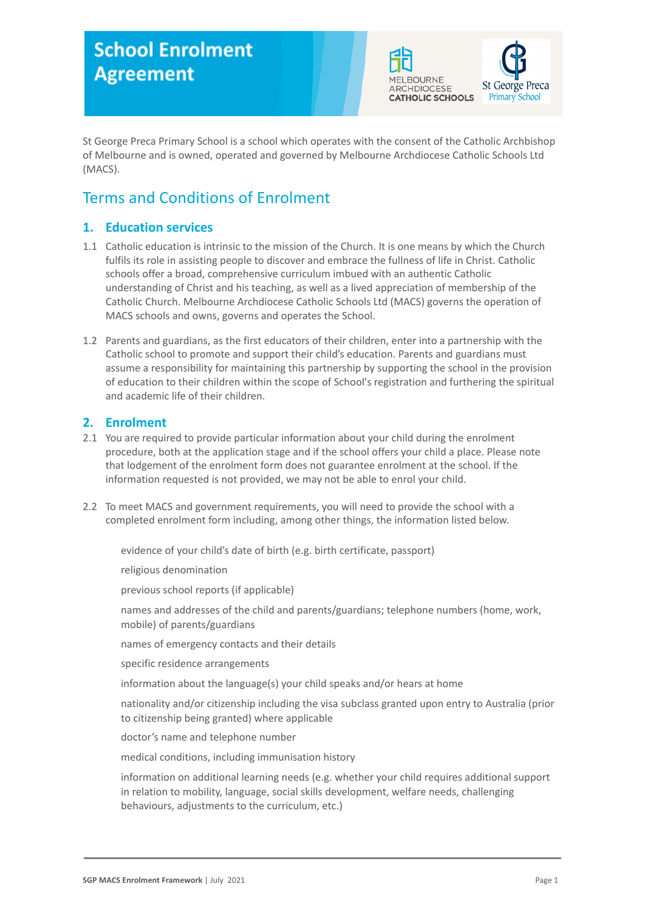# School Enrolment Agreement

St George Preca Primary School is a school which operates with the consent of the Catholic Archbishop of Melbourne and is owned, operated and governed by Melbourne Archdiocese Catholic Schools Ltd (MACS).

## Terms and Conditions of Enrolment

### 1. Education services

1.1 Catholic education is intrinsic to the mission of the Church. It is one means by which the Church fulfils its role in assisting people to discover and embrace the fullness of life in Christ. Catholic schools offer a broad, comprehensive curriculum imbued with an authentic Catholic understanding of Christ and his teaching, as well as a lived appreciation of membership of the Catholic Church. Melbourne Archdiocese Catholic Schools Ltd (MACS) governs the operation of MACS schools and owns, governs and operates the School.

1.2 Parents and guardians, as the first educators of their children, enter into a partnership with the Catholic school to promote and support their child's education. Parents and guardians must assume a responsibility for maintaining this partnership by supporting the school in the provision of education to their children within the scope of School's registration and furthering the spiritual and academic life of their children.

### 2. Enrolment

2.1 You are required to provide particular information about your child during the enrolment procedure, both at the application stage and if the school offers your child a place. Please note that lodgement of the enrolment form does not guarantee enrolment at the school. If the information requested is not provided, we may not be able to enrol your child.

2.2 To meet MACS and government requirements, you will need to provide the school with a completed enrolment form including, among other things, the information listed below.

- evidence of your child's date of birth (e.g. birth certificate, passport)
- religious denomination
- previous school reports (if applicable)
- names and addresses of the child and parents/guardians; telephone numbers (home, work, mobile) of parents/guardians
- names of emergency contacts and their details
- specific residence arrangements
- information about the language(s) your child speaks and/or hears at home
- nationality and/or citizenship including the visa subclass granted upon entry to Australia (prior to citizenship being granted) where applicable
- doctor's name and telephone number
- medical conditions, including immunisation history
- information on additional learning needs (e.g. whether your child requires additional support in relation to mobility, language, social skills development, welfare needs, challenging behaviours, adjustments to the curriculum, etc.)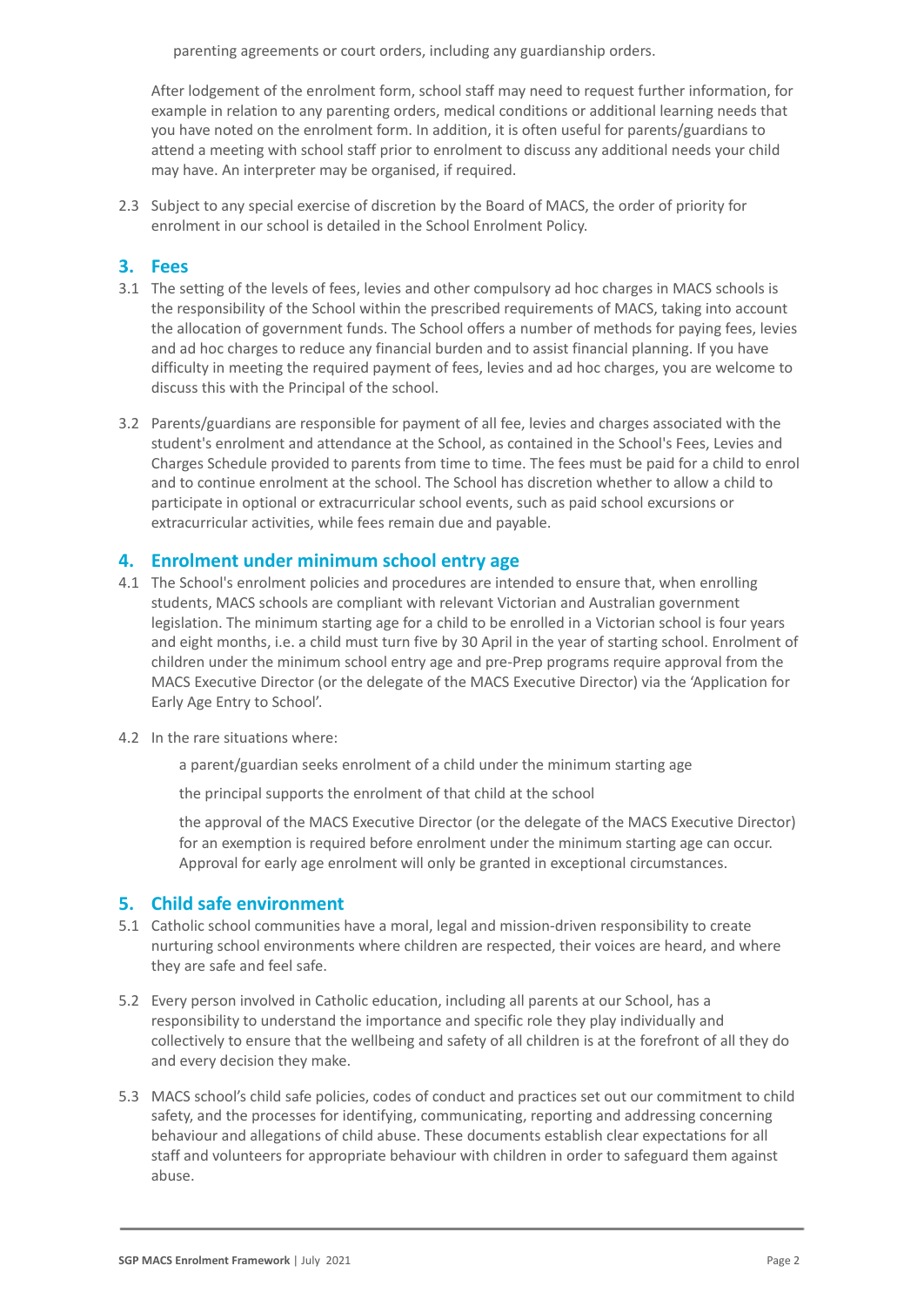parenting agreements or court orders, including any guardianship orders.

After lodgement of the enrolment form, school staff may need to request further information, for example in relation to any parenting orders, medical conditions or additional learning needs that you have noted on the enrolment form. In addition, it is often useful for parents/guardians to attend a meeting with school staff prior to enrolment to discuss any additional needs your child may have. An interpreter may be organised, if required.

2.3 Subject to any special exercise of discretion by the Board of MACS, the order of priority for enrolment in our school is detailed in the School Enrolment Policy.

## 3. Fees

3.1 The setting of the levels of fees, levies and other compulsory ad hoc charges in MACS schools is the responsibility of the School within the prescribed requirements of MACS, taking into account the allocation of government funds. The School offers a number of methods for paying fees, levies and ad hoc charges to reduce any financial burden and to assist financial planning. If you have difficulty in meeting the required payment of fees, levies and ad hoc charges, you are welcome to discuss this with the Principal of the school.

3.2 Parents/guardians are responsible for payment of all fee, levies and charges associated with the student's enrolment and attendance at the School, as contained in the School's Fees, Levies and Charges Schedule provided to parents from time to time. The fees must be paid for a child to enrol and to continue enrolment at the school. The School has discretion whether to allow a child to participate in optional or extracurricular school events, such as paid school excursions or extracurricular activities, while fees remain due and payable.

## 4. Enrolment under minimum school entry age

4.1 The School's enrolment policies and procedures are intended to ensure that, when enrolling students, MACS schools are compliant with relevant Victorian and Australian government legislation. The minimum starting age for a child to be enrolled in a Victorian school is four years and eight months, i.e. a child must turn five by 30 April in the year of starting school. Enrolment of children under the minimum school entry age and pre-Prep programs require approval from the MACS Executive Director (or the delegate of the MACS Executive Director) via the 'Application for Early Age Entry to School'.

4.2 In the rare situations where:

a parent/guardian seeks enrolment of a child under the minimum starting age

the principal supports the enrolment of that child at the school

the approval of the MACS Executive Director (or the delegate of the MACS Executive Director) for an exemption is required before enrolment under the minimum starting age can occur. Approval for early age enrolment will only be granted in exceptional circumstances.

## 5. Child safe environment

5.1 Catholic school communities have a moral, legal and mission-driven responsibility to create nurturing school environments where children are respected, their voices are heard, and where they are safe and feel safe.

5.2 Every person involved in Catholic education, including all parents at our School, has a responsibility to understand the importance and specific role they play individually and collectively to ensure that the wellbeing and safety of all children is at the forefront of all they do and every decision they make.

5.3 MACS school's child safe policies, codes of conduct and practices set out our commitment to child safety, and the processes for identifying, communicating, reporting and addressing concerning behaviour and allegations of child abuse. These documents establish clear expectations for all staff and volunteers for appropriate behaviour with children in order to safeguard them against abuse.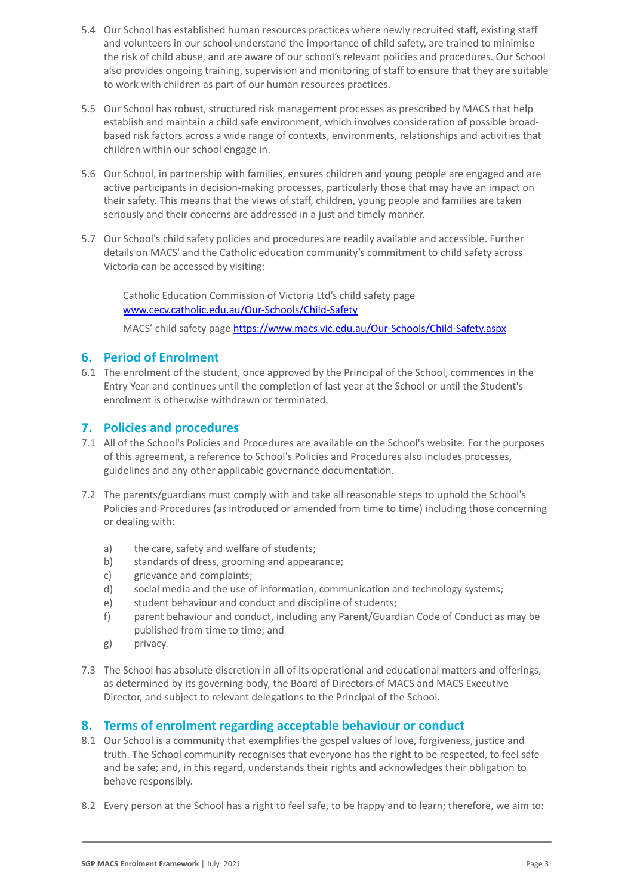5.4 Our School has established human resources practices where newly recruited staff, existing staff and volunteers in our school understand the importance of child safety, are trained to minimise the risk of child abuse, and are aware of our school's relevant policies and procedures. Our School also provides ongoing training, supervision and monitoring of staff to ensure that they are suitable to work with children as part of our human resources practices.

5.5 Our School has robust, structured risk management processes as prescribed by MACS that help establish and maintain a child safe environment, which involves consideration of possible broad-based risk factors across a wide range of contexts, environments, relationships and activities that children within our school engage in.

5.6 Our School, in partnership with families, ensures children and young people are engaged and are active participants in decision-making processes, particularly those that may have an impact on their safety. This means that the views of staff, children, young people and families are taken seriously and their concerns are addressed in a just and timely manner.

5.7 Our School's child safety policies and procedures are readily available and accessible. Further details on MACS' and the Catholic education community's commitment to child safety across Victoria can be accessed by visiting:

> Catholic Education Commission of Victoria Ltd's child safety page [www.cecv.catholic.edu.au/Our-Schools/Child-Safety](www.cecv.catholic.edu.au/Our-Schools/Child-Safety)
>
> MACS' child safety page [https://www.macs.vic.edu.au/Our-Schools/Child-Safety.aspx](https://www.macs.vic.edu.au/Our-Schools/Child-Safety.aspx)

## 6. Period of Enrolment

6.1 The enrolment of the student, once approved by the Principal of the School, commences in the Entry Year and continues until the completion of last year at the School or until the Student's enrolment is otherwise withdrawn or terminated.

## 7. Policies and procedures

7.1 All of the School's Policies and Procedures are available on the School's website. For the purposes of this agreement, a reference to School's Policies and Procedures also includes processes, guidelines and any other applicable governance documentation.

7.2 The parents/guardians must comply with and take all reasonable steps to uphold the School's Policies and Procedures (as introduced or amended from time to time) including those concerning or dealing with:

a) the care, safety and welfare of students;
b) standards of dress, grooming and appearance;
c) grievance and complaints;
d) social media and the use of information, communication and technology systems;
e) student behaviour and conduct and discipline of students;
f) parent behaviour and conduct, including any Parent/Guardian Code of Conduct as may be published from time to time; and
g) privacy.

7.3 The School has absolute discretion in all of its operational and educational matters and offerings, as determined by its governing body, the Board of Directors of MACS and MACS Executive Director, and subject to relevant delegations to the Principal of the School.

## 8. Terms of enrolment regarding acceptable behaviour or conduct

8.1 Our School is a community that exemplifies the gospel values of love, forgiveness, justice and truth. The School community recognises that everyone has the right to be respected, to feel safe and be safe; and, in this regard, understands their rights and acknowledges their obligation to behave responsibly.

8.2 Every person at the School has a right to feel safe, to be happy and to learn; therefore, we aim to: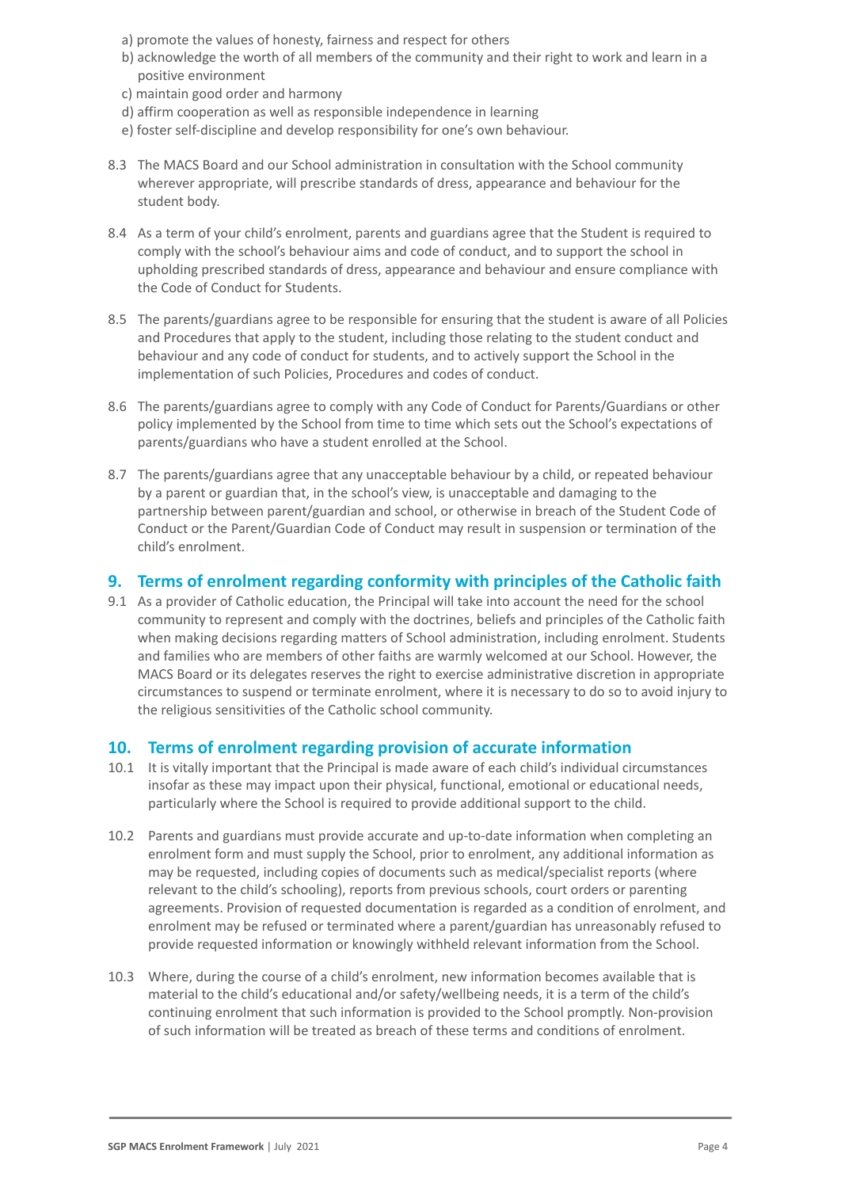a) promote the values of honesty, fairness and respect for others
b) acknowledge the worth of all members of the community and their right to work and learn in a positive environment
c) maintain good order and harmony
d) affirm cooperation as well as responsible independence in learning
e) foster self-discipline and develop responsibility for one's own behaviour.

8.3 The MACS Board and our School administration in consultation with the School community wherever appropriate, will prescribe standards of dress, appearance and behaviour for the student body.

8.4 As a term of your child's enrolment, parents and guardians agree that the Student is required to comply with the school's behaviour aims and code of conduct, and to support the school in upholding prescribed standards of dress, appearance and behaviour and ensure compliance with the Code of Conduct for Students.

8.5 The parents/guardians agree to be responsible for ensuring that the student is aware of all Policies and Procedures that apply to the student, including those relating to the student conduct and behaviour and any code of conduct for students, and to actively support the School in the implementation of such Policies, Procedures and codes of conduct.

8.6 The parents/guardians agree to comply with any Code of Conduct for Parents/Guardians or other policy implemented by the School from time to time which sets out the School's expectations of parents/guardians who have a student enrolled at the School.

8.7 The parents/guardians agree that any unacceptable behaviour by a child, or repeated behaviour by a parent or guardian that, in the school's view, is unacceptable and damaging to the partnership between parent/guardian and school, or otherwise in breach of the Student Code of Conduct or the Parent/Guardian Code of Conduct may result in suspension or termination of the child's enrolment.

## 9. Terms of enrolment regarding conformity with principles of the Catholic faith

9.1 As a provider of Catholic education, the Principal will take into account the need for the school community to represent and comply with the doctrines, beliefs and principles of the Catholic faith when making decisions regarding matters of School administration, including enrolment. Students and families who are members of other faiths are warmly welcomed at our School. However, the MACS Board or its delegates reserves the right to exercise administrative discretion in appropriate circumstances to suspend or terminate enrolment, where it is necessary to do so to avoid injury to the religious sensitivities of the Catholic school community.

## 10. Terms of enrolment regarding provision of accurate information

10.1 It is vitally important that the Principal is made aware of each child's individual circumstances insofar as these may impact upon their physical, functional, emotional or educational needs, particularly where the School is required to provide additional support to the child.

10.2 Parents and guardians must provide accurate and up-to-date information when completing an enrolment form and must supply the School, prior to enrolment, any additional information as may be requested, including copies of documents such as medical/specialist reports (where relevant to the child's schooling), reports from previous schools, court orders or parenting agreements. Provision of requested documentation is regarded as a condition of enrolment, and enrolment may be refused or terminated where a parent/guardian has unreasonably refused to provide requested information or knowingly withheld relevant information from the School.

10.3 Where, during the course of a child's enrolment, new information becomes available that is material to the child's educational and/or safety/wellbeing needs, it is a term of the child's continuing enrolment that such information is provided to the School promptly. Non-provision of such information will be treated as breach of these terms and conditions of enrolment.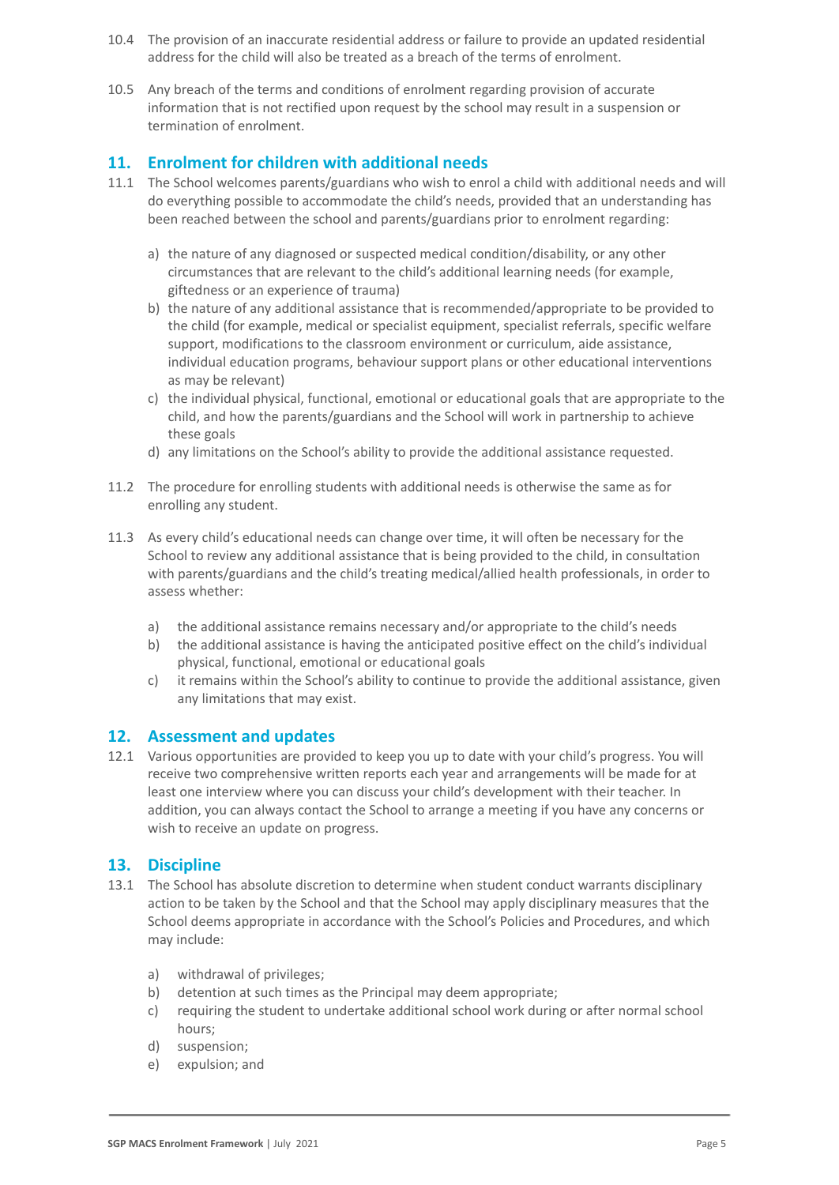10.4 The provision of an inaccurate residential address or failure to provide an updated residential address for the child will also be treated as a breach of the terms of enrolment.

10.5 Any breach of the terms and conditions of enrolment regarding provision of accurate information that is not rectified upon request by the school may result in a suspension or termination of enrolment.

## 11. Enrolment for children with additional needs

11.1 The School welcomes parents/guardians who wish to enrol a child with additional needs and will do everything possible to accommodate the child's needs, provided that an understanding has been reached between the school and parents/guardians prior to enrolment regarding:

a) the nature of any diagnosed or suspected medical condition/disability, or any other circumstances that are relevant to the child's additional learning needs (for example, giftedness or an experience of trauma)
b) the nature of any additional assistance that is recommended/appropriate to be provided to the child (for example, medical or specialist equipment, specialist referrals, specific welfare support, modifications to the classroom environment or curriculum, aide assistance, individual education programs, behaviour support plans or other educational interventions as may be relevant)
c) the individual physical, functional, emotional or educational goals that are appropriate to the child, and how the parents/guardians and the School will work in partnership to achieve these goals
d) any limitations on the School's ability to provide the additional assistance requested.

11.2 The procedure for enrolling students with additional needs is otherwise the same as for enrolling any student.

11.3 As every child's educational needs can change over time, it will often be necessary for the School to review any additional assistance that is being provided to the child, in consultation with parents/guardians and the child's treating medical/allied health professionals, in order to assess whether:

a) the additional assistance remains necessary and/or appropriate to the child's needs
b) the additional assistance is having the anticipated positive effect on the child's individual physical, functional, emotional or educational goals
c) it remains within the School's ability to continue to provide the additional assistance, given any limitations that may exist.

## 12. Assessment and updates

12.1 Various opportunities are provided to keep you up to date with your child's progress. You will receive two comprehensive written reports each year and arrangements will be made for at least one interview where you can discuss your child's development with their teacher. In addition, you can always contact the School to arrange a meeting if you have any concerns or wish to receive an update on progress.

## 13. Discipline

13.1 The School has absolute discretion to determine when student conduct warrants disciplinary action to be taken by the School and that the School may apply disciplinary measures that the School deems appropriate in accordance with the School's Policies and Procedures, and which may include:

a) withdrawal of privileges;
b) detention at such times as the Principal may deem appropriate;
c) requiring the student to undertake additional school work during or after normal school hours;
d) suspension;
e) expulsion; and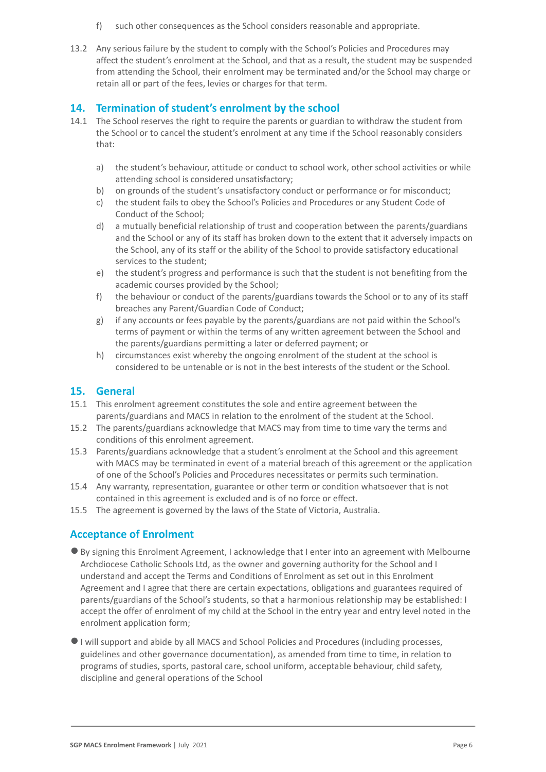f) such other consequences as the School considers reasonable and appropriate.

13.2 Any serious failure by the student to comply with the School's Policies and Procedures may affect the student's enrolment at the School, and that as a result, the student may be suspended from attending the School, their enrolment may be terminated and/or the School may charge or retain all or part of the fees, levies or charges for that term.

## 14. Termination of student's enrolment by the school

14.1 The School reserves the right to require the parents or guardian to withdraw the student from the School or to cancel the student's enrolment at any time if the School reasonably considers that:

a) the student's behaviour, attitude or conduct to school work, other school activities or while attending school is considered unsatisfactory;
b) on grounds of the student's unsatisfactory conduct or performance or for misconduct;
c) the student fails to obey the School's Policies and Procedures or any Student Code of Conduct of the School;
d) a mutually beneficial relationship of trust and cooperation between the parents/guardians and the School or any of its staff has broken down to the extent that it adversely impacts on the School, any of its staff or the ability of the School to provide satisfactory educational services to the student;
e) the student's progress and performance is such that the student is not benefiting from the academic courses provided by the School;
f) the behaviour or conduct of the parents/guardians towards the School or to any of its staff breaches any Parent/Guardian Code of Conduct;
g) if any accounts or fees payable by the parents/guardians are not paid within the School's terms of payment or within the terms of any written agreement between the School and the parents/guardians permitting a later or deferred payment; or
h) circumstances exist whereby the ongoing enrolment of the student at the school is considered to be untenable or is not in the best interests of the student or the School.

## 15. General

15.1 This enrolment agreement constitutes the sole and entire agreement between the parents/guardians and MACS in relation to the enrolment of the student at the School.

15.2 The parents/guardians acknowledge that MACS may from time to time vary the terms and conditions of this enrolment agreement.

15.3 Parents/guardians acknowledge that a student's enrolment at the School and this agreement with MACS may be terminated in event of a material breach of this agreement or the application of one of the School's Policies and Procedures necessitates or permits such termination.

15.4 Any warranty, representation, guarantee or other term or condition whatsoever that is not contained in this agreement is excluded and is of no force or effect.

15.5 The agreement is governed by the laws of the State of Victoria, Australia.

## Acceptance of Enrolment

- By signing this Enrolment Agreement, I acknowledge that I enter into an agreement with Melbourne Archdiocese Catholic Schools Ltd, as the owner and governing authority for the School and I understand and accept the Terms and Conditions of Enrolment as set out in this Enrolment Agreement and I agree that there are certain expectations, obligations and guarantees required of parents/guardians of the School's students, so that a harmonious relationship may be established: I accept the offer of enrolment of my child at the School in the entry year and entry level noted in the enrolment application form;
- I will support and abide by all MACS and School Policies and Procedures (including processes, guidelines and other governance documentation), as amended from time to time, in relation to programs of studies, sports, pastoral care, school uniform, acceptable behaviour, child safety, discipline and general operations of the School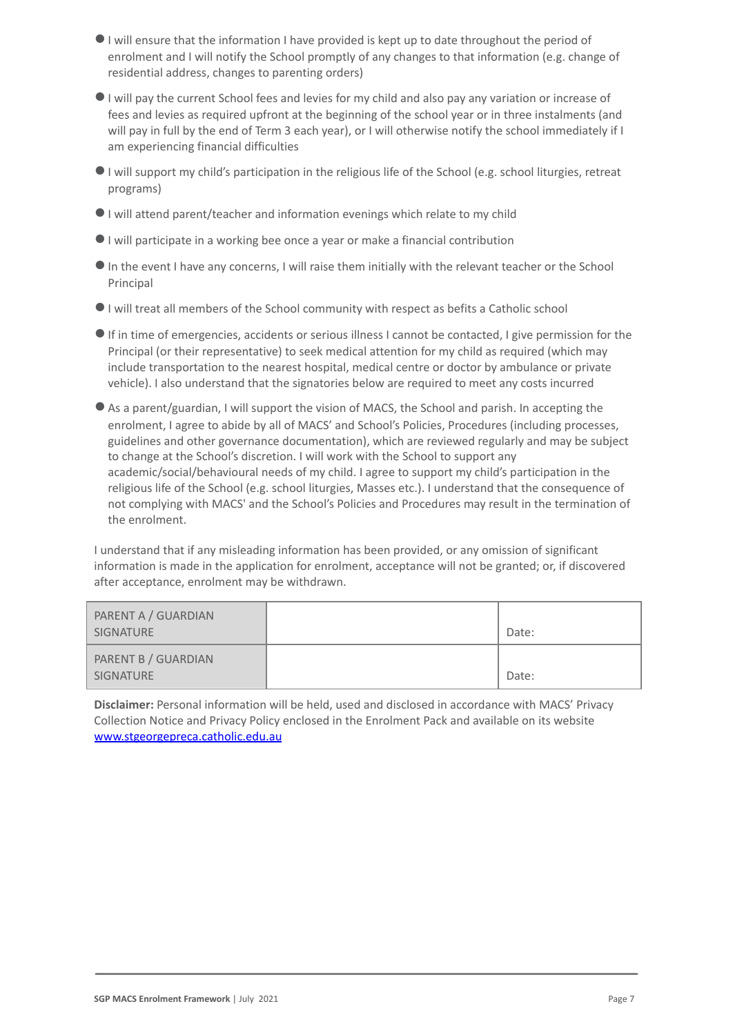- I will ensure that the information I have provided is kept up to date throughout the period of enrolment and I will notify the School promptly of any changes to that information (e.g. change of residential address, changes to parenting orders)
- I will pay the current School fees and levies for my child and also pay any variation or increase of fees and levies as required upfront at the beginning of the school year or in three instalments (and will pay in full by the end of Term 3 each year), or I will otherwise notify the school immediately if I am experiencing financial difficulties
- I will support my child's participation in the religious life of the School (e.g. school liturgies, retreat programs)
- I will attend parent/teacher and information evenings which relate to my child
- I will participate in a working bee once a year or make a financial contribution
- In the event I have any concerns, I will raise them initially with the relevant teacher or the School Principal
- I will treat all members of the School community with respect as befits a Catholic school
- If in time of emergencies, accidents or serious illness I cannot be contacted, I give permission for the Principal (or their representative) to seek medical attention for my child as required (which may include transportation to the nearest hospital, medical centre or doctor by ambulance or private vehicle). I also understand that the signatories below are required to meet any costs incurred
- As a parent/guardian, I will support the vision of MACS, the School and parish. In accepting the enrolment, I agree to abide by all of MACS' and School's Policies, Procedures (including processes, guidelines and other governance documentation), which are reviewed regularly and may be subject to change at the School's discretion. I will work with the School to support any academic/social/behavioural needs of my child. I agree to support my child's participation in the religious life of the School (e.g. school liturgies, Masses etc.). I understand that the consequence of not complying with MACS' and the School's Policies and Procedures may result in the termination of the enrolment.

I understand that if any misleading information has been provided, or any omission of significant information is made in the application for enrolment, acceptance will not be granted; or, if discovered after acceptance, enrolment may be withdrawn.

| | | |
|---|---|---|
| PARENT A / GUARDIAN SIGNATURE | | Date: |
| PARENT B / GUARDIAN SIGNATURE | | Date: |

**Disclaimer:** Personal information will be held, used and disclosed in accordance with MACS' Privacy Collection Notice and Privacy Policy enclosed in the Enrolment Pack and available on its website www.stgeorgepreca.catholic.edu.au